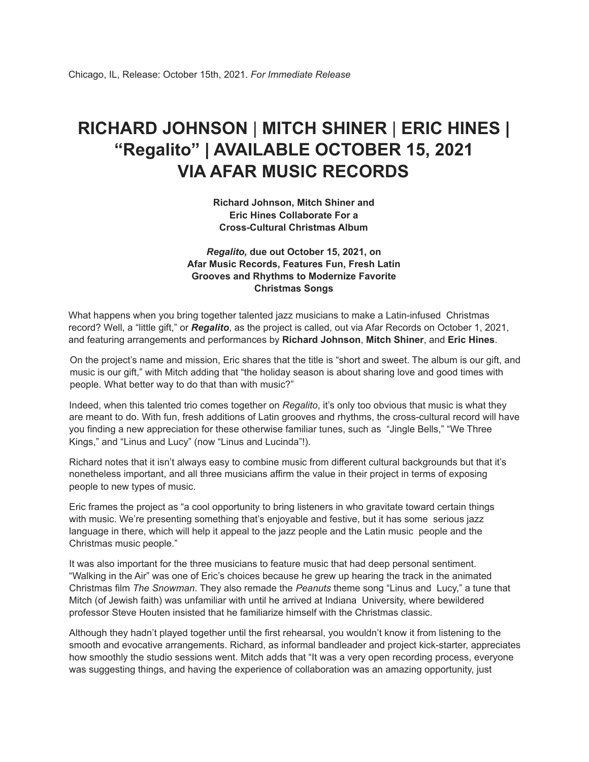Chicago, IL, Release: October 15th, 2021. *For Immediate Release*

# RICHARD JOHNSON | MITCH SHINER | ERIC HINES | "Regalito" | AVAILABLE OCTOBER 15, 2021 VIA AFAR MUSIC RECORDS

**Richard Johnson, Mitch Shiner and Eric Hines Collaborate For a Cross-Cultural Christmas Album**

***Regalito,* due out October 15, 2021, on Afar Music Records, Features Fun, Fresh Latin Grooves and Rhythms to Modernize Favorite Christmas Songs**

What happens when you bring together talented jazz musicians to make a Latin-infused Christmas record? Well, a "little gift," or ***Regalito***, as the project is called, out via Afar Records on October 1, 2021, and featuring arrangements and performances by **Richard Johnson**, **Mitch Shiner**, and **Eric Hines**.

On the project's name and mission, Eric shares that the title is "short and sweet. The album is our gift, and music is our gift," with Mitch adding that "the holiday season is about sharing love and good times with people. What better way to do that than with music?"

Indeed, when this talented trio comes together on *Regalito*, it's only too obvious that music is what they are meant to do. With fun, fresh additions of Latin grooves and rhythms, the cross-cultural record will have you finding a new appreciation for these otherwise familiar tunes, such as "Jingle Bells," "We Three Kings," and "Linus and Lucy" (now "Linus and Lucinda"!).

Richard notes that it isn't always easy to combine music from different cultural backgrounds but that it's nonetheless important, and all three musicians affirm the value in their project in terms of exposing people to new types of music.

Eric frames the project as "a cool opportunity to bring listeners in who gravitate toward certain things with music. We're presenting something that's enjoyable and festive, but it has some serious jazz language in there, which will help it appeal to the jazz people and the Latin music people and the Christmas music people."

It was also important for the three musicians to feature music that had deep personal sentiment. "Walking in the Air" was one of Eric's choices because he grew up hearing the track in the animated Christmas film *The Snowman*. They also remade the *Peanuts* theme song "Linus and Lucy," a tune that Mitch (of Jewish faith) was unfamiliar with until he arrived at Indiana University, where bewildered professor Steve Houten insisted that he familiarize himself with the Christmas classic.

Although they hadn't played together until the first rehearsal, you wouldn't know it from listening to the smooth and evocative arrangements. Richard, as informal bandleader and project kick-starter, appreciates how smoothly the studio sessions went. Mitch adds that "It was a very open recording process, everyone was suggesting things, and having the experience of collaboration was an amazing opportunity, just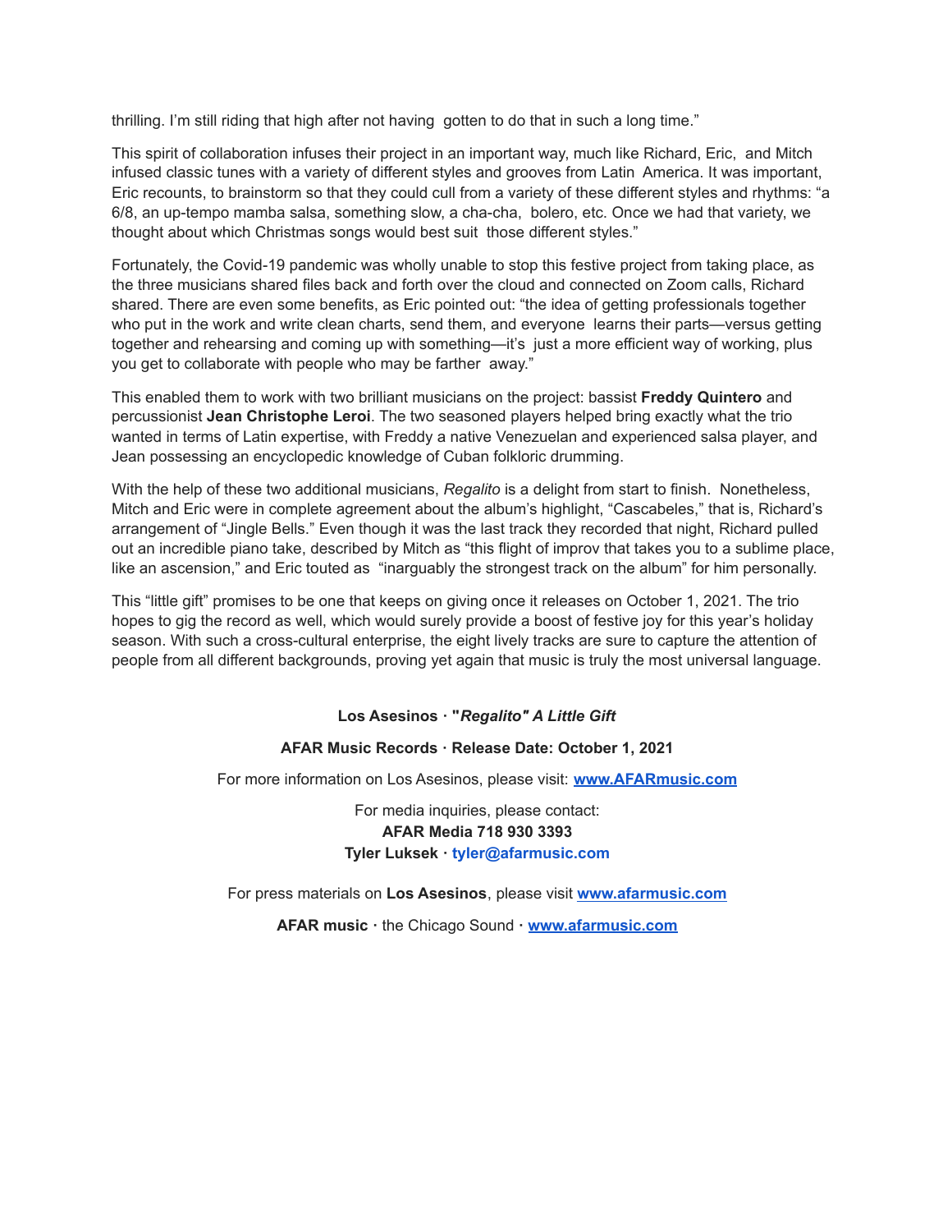thrilling. I'm still riding that high after not having gotten to do that in such a long time."

This spirit of collaboration infuses their project in an important way, much like Richard, Eric, and Mitch infused classic tunes with a variety of different styles and grooves from Latin America. It was important, Eric recounts, to brainstorm so that they could cull from a variety of these different styles and rhythms: "a 6/8, an up-tempo mamba salsa, something slow, a cha-cha, bolero, etc. Once we had that variety, we thought about which Christmas songs would best suit those different styles."

Fortunately, the Covid-19 pandemic was wholly unable to stop this festive project from taking place, as the three musicians shared files back and forth over the cloud and connected on Zoom calls, Richard shared. There are even some benefits, as Eric pointed out: "the idea of getting professionals together who put in the work and write clean charts, send them, and everyone learns their parts—versus getting together and rehearsing and coming up with something—it's just a more efficient way of working, plus you get to collaborate with people who may be farther away."

This enabled them to work with two brilliant musicians on the project: bassist **Freddy Quintero** and percussionist **Jean Christophe Leroi**. The two seasoned players helped bring exactly what the trio wanted in terms of Latin expertise, with Freddy a native Venezuelan and experienced salsa player, and Jean possessing an encyclopedic knowledge of Cuban folkloric drumming.

With the help of these two additional musicians, *Regalito* is a delight from start to finish. Nonetheless, Mitch and Eric were in complete agreement about the album's highlight, "Cascabeles," that is, Richard's arrangement of "Jingle Bells." Even though it was the last track they recorded that night, Richard pulled out an incredible piano take, described by Mitch as "this flight of improv that takes you to a sublime place, like an ascension," and Eric touted as "inarguably the strongest track on the album" for him personally.

This "little gift" promises to be one that keeps on giving once it releases on October 1, 2021. The trio hopes to gig the record as well, which would surely provide a boost of festive joy for this year's holiday season. With such a cross-cultural enterprise, the eight lively tracks are sure to capture the attention of people from all different backgrounds, proving yet again that music is truly the most universal language.

**Los Asesinos · "*Regalito" A Little Gift***

**AFAR Music Records · Release Date: October 1, 2021**

For more information on Los Asesinos, please visit: **www.AFARmusic.com**

For media inquiries, please contact:
**AFAR Media 718 930 3393**
**Tyler Luksek · tyler@afarmusic.com**

For press materials on **Los Asesinos**, please visit **www.afarmusic.com**

**AFAR music** · the Chicago Sound · **www.afarmusic.com**